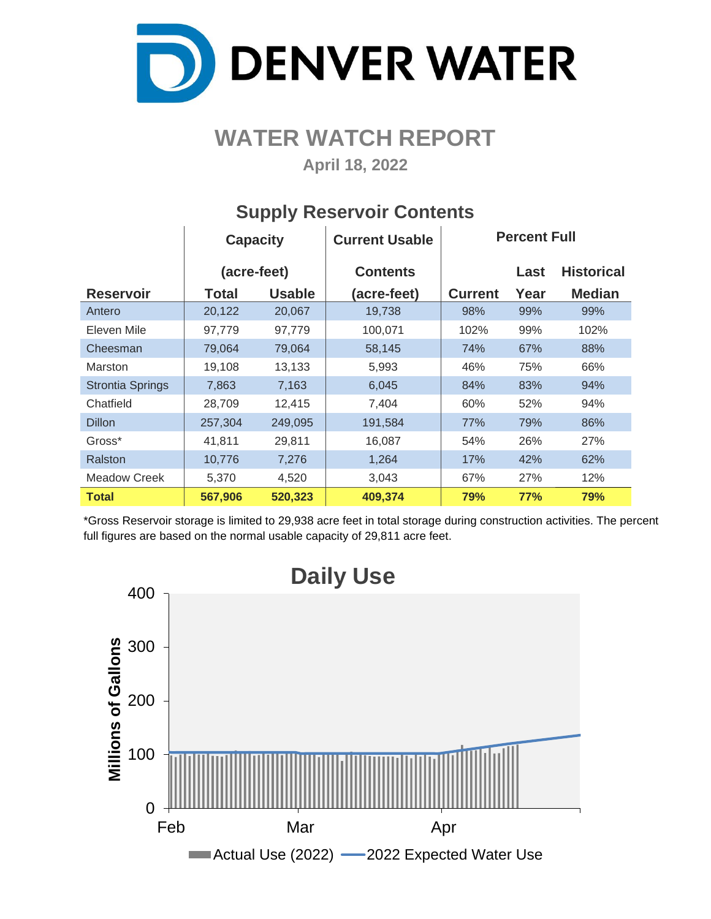# DENVER WATER

## WATER WATCH REPORT

**April 18, 2022**

### Supply Reservoir Contents

| Reservoir | Capacity (acre-feet) | | Current Usable Contents (acre-feet) | Percent Full | | |
|---|---|---|---|---|---|---|
| | Total | Usable | | Current | Last Year | Historical Median |
| Antero | 20,122 | 20,067 | 19,738 | 98% | 99% | 99% |
| Eleven Mile | 97,779 | 97,779 | 100,071 | 102% | 99% | 102% |
| Cheesman | 79,064 | 79,064 | 58,145 | 74% | 67% | 88% |
| Marston | 19,108 | 13,133 | 5,993 | 46% | 75% | 66% |
| Strontia Springs | 7,863 | 7,163 | 6,045 | 84% | 83% | 94% |
| Chatfield | 28,709 | 12,415 | 7,404 | 60% | 52% | 94% |
| Dillon | 257,304 | 249,095 | 191,584 | 77% | 79% | 86% |
| Gross* | 41,811 | 29,811 | 16,087 | 54% | 26% | 27% |
| Ralston | 10,776 | 7,276 | 1,264 | 17% | 42% | 62% |
| Meadow Creek | 5,370 | 4,520 | 3,043 | 67% | 27% | 12% |
| **Total** | **567,906** | **520,323** | **409,374** | **79%** | **77%** | **79%** |

*Gross Reservoir storage is limited to 29,938 acre feet in total storage during construction activities. The percent full figures are based on the normal usable capacity of 29,811 acre feet.

### Daily Use

Millions of Gallons (0–400); Feb, Mar, Apr

Actual Use (2022) — 2022 Expected Water Use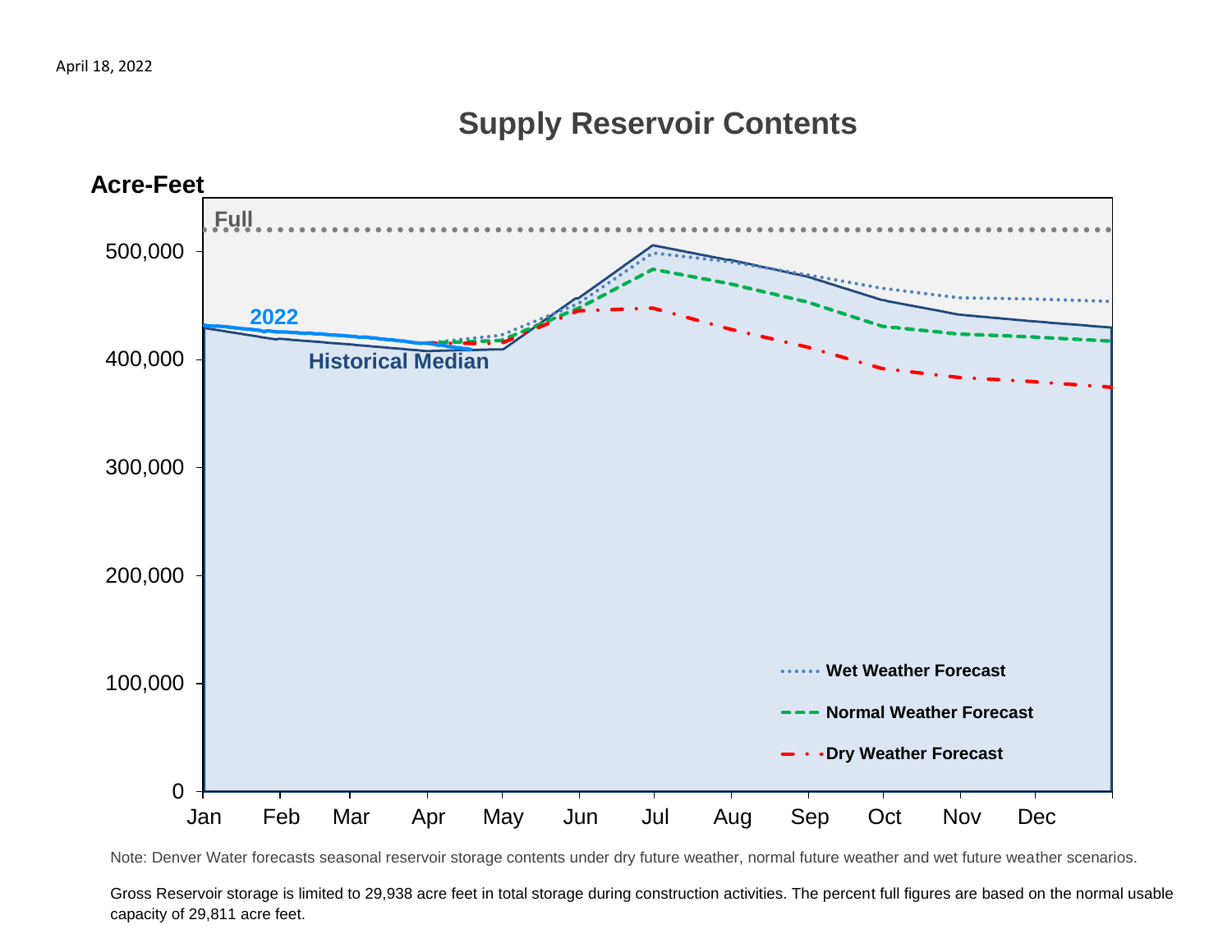April 18, 2022

## Supply Reservoir Contents

Acre-Feet

Full

500,000
400,000
300,000
200,000
100,000
0

2022

Historical Median

Jan Feb Mar Apr May Jun Jul Aug Sep Oct Nov Dec

Wet Weather Forecast

Normal Weather Forecast

Dry Weather Forecast

Note: Denver Water forecasts seasonal reservoir storage contents under dry future weather, normal future weather and wet future weather scenarios.

Gross Reservoir storage is limited to 29,938 acre feet in total storage during construction activities. The percent full figures are based on the normal usable capacity of 29,811 acre feet.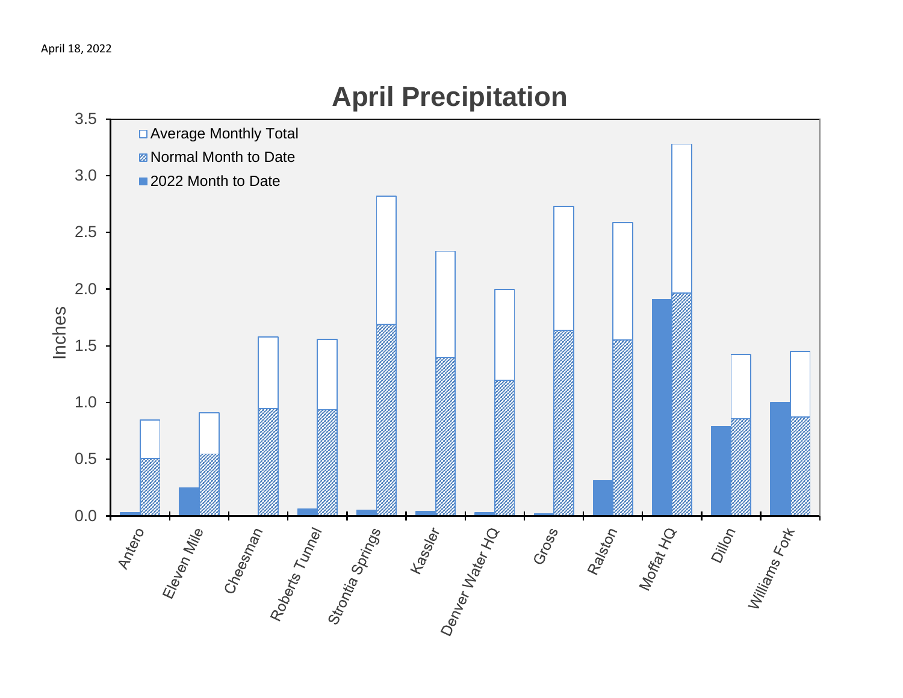April 18, 2022

## April Precipitation

Inches

- Average Monthly Total
- Normal Month to Date
- 2022 Month to Date

Antero, Eleven Mile, Cheesman, Roberts Tunnel, Strontia Springs, Kassler, Denver Water HQ, Gross, Ralston, Moffat HQ, Dillon, Williams Fork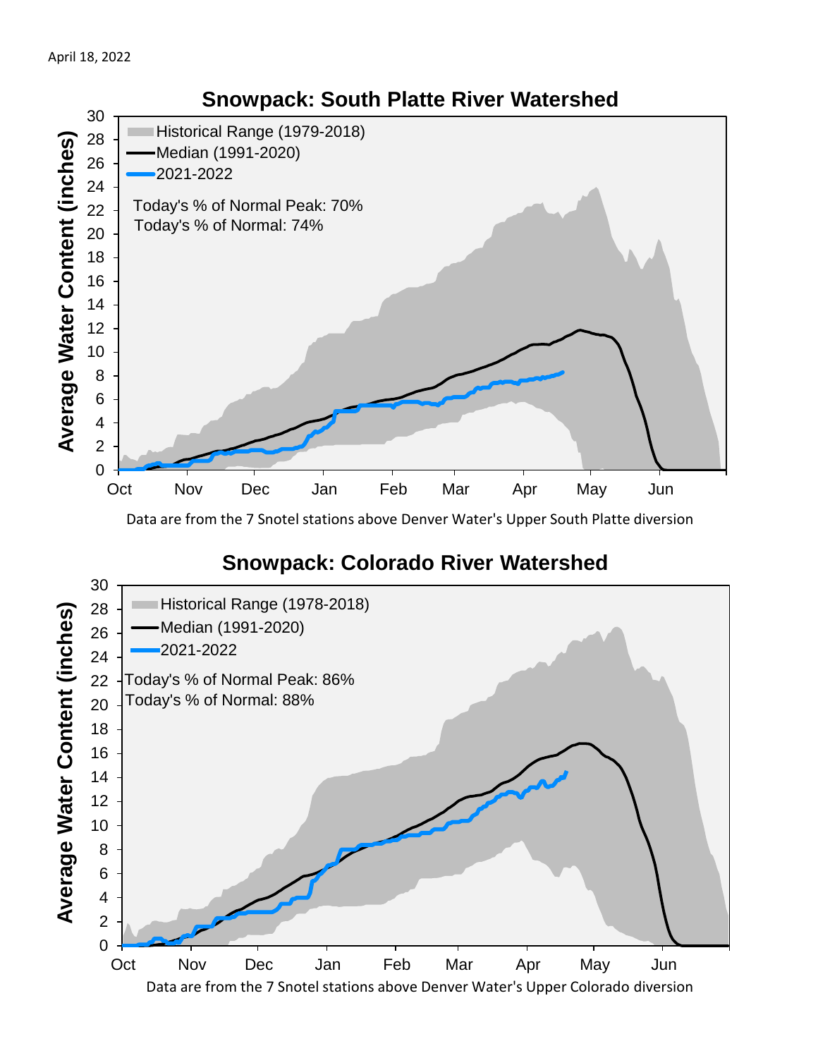April 18, 2022

## Snowpack: South Platte River Watershed

Historical Range (1979-2018)
Median (1991-2020)
2021-2022

Today's % of Normal Peak: 70%
Today's % of Normal: 74%

Average Water Content (inches)

Oct Nov Dec Jan Feb Mar Apr May Jun

Data are from the 7 Snotel stations above Denver Water's Upper South Platte diversion

## Snowpack: Colorado River Watershed

Historical Range (1978-2018)
Median (1991-2020)
2021-2022

Today's % of Normal Peak: 86%
Today's % of Normal: 88%

Average Water Content (inches)

Oct Nov Dec Jan Feb Mar Apr May Jun

Data are from the 7 Snotel stations above Denver Water's Upper Colorado diversion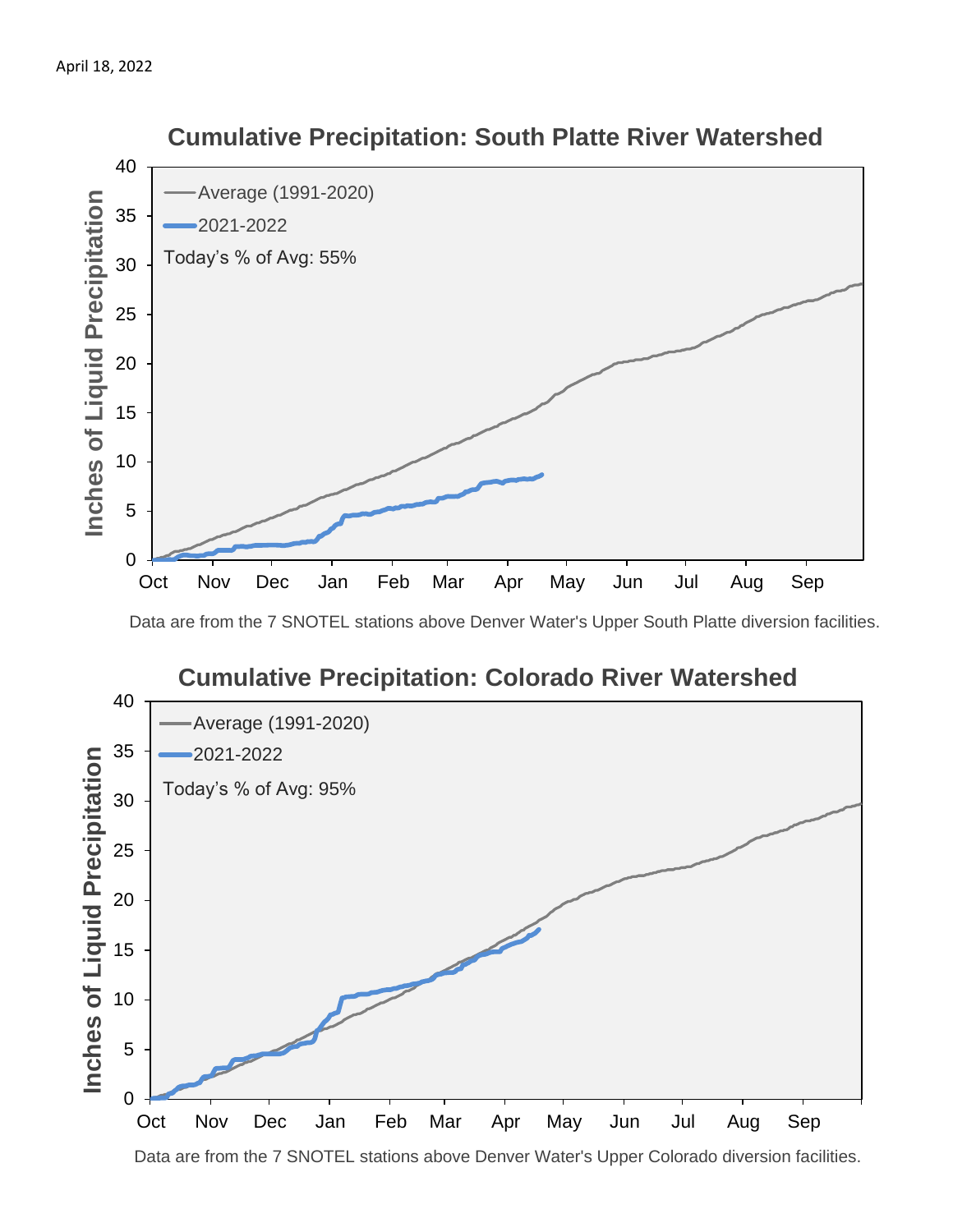April 18, 2022

## Cumulative Precipitation: South Platte River Watershed

Inches of Liquid Precipitation

- Average (1991-2020)
- 2021-2022

Today's % of Avg: 55%

Data are from the 7 SNOTEL stations above Denver Water's Upper South Platte diversion facilities.

## Cumulative Precipitation: Colorado River Watershed

Inches of Liquid Precipitation

- Average (1991-2020)
- 2021-2022

Today's % of Avg: 95%

Data are from the 7 SNOTEL stations above Denver Water's Upper Colorado diversion facilities.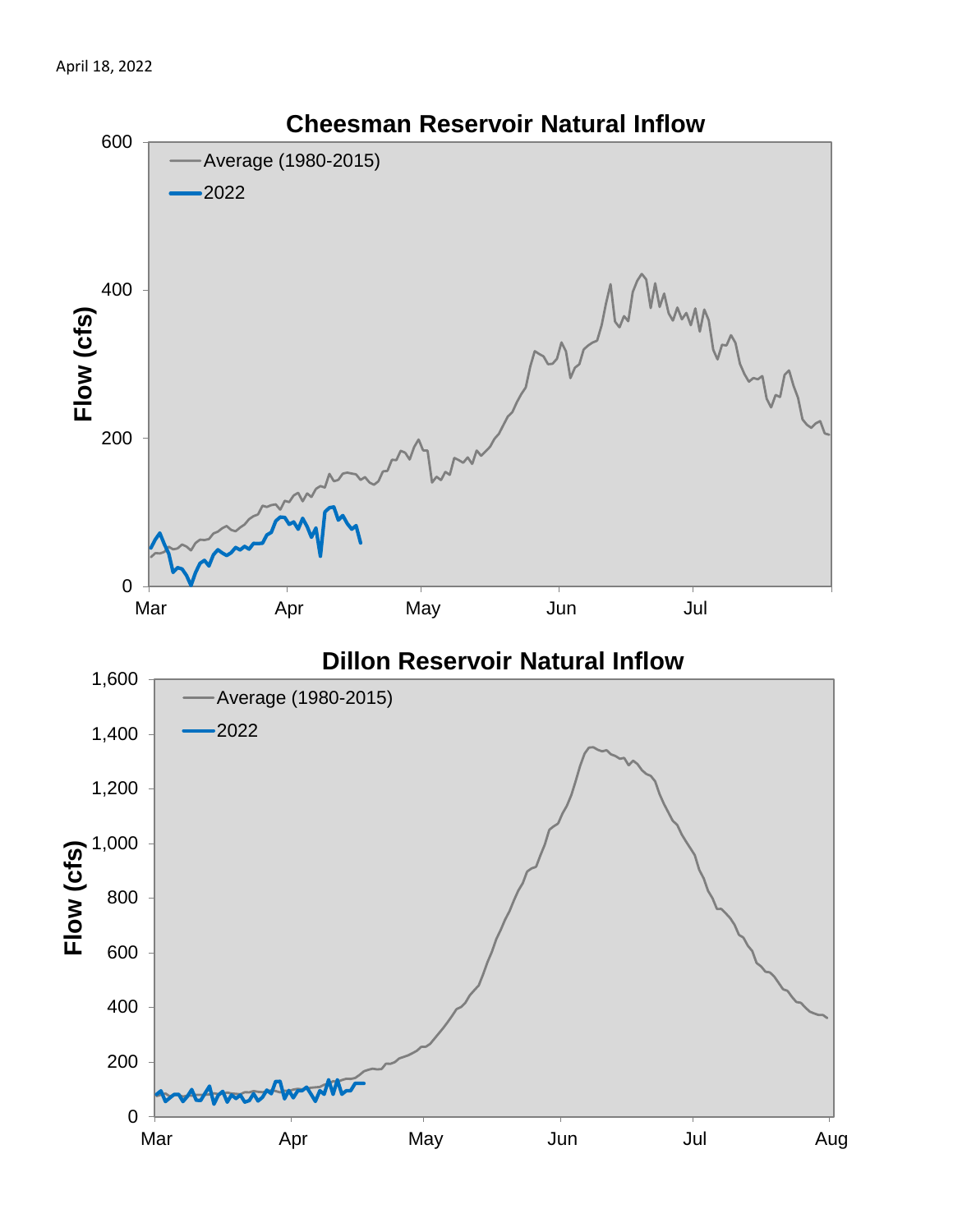April 18, 2022

## Cheesman Reservoir Natural Inflow

Flow (cfs)

600
400
200
0

Mar Apr May Jun Jul

Average (1980-2015)
2022

## Dillon Reservoir Natural Inflow

Flow (cfs)

1,600
1,400
1,200
1,000
800
600
400
200
0

Mar Apr May Jun Jul Aug

Average (1980-2015)
2022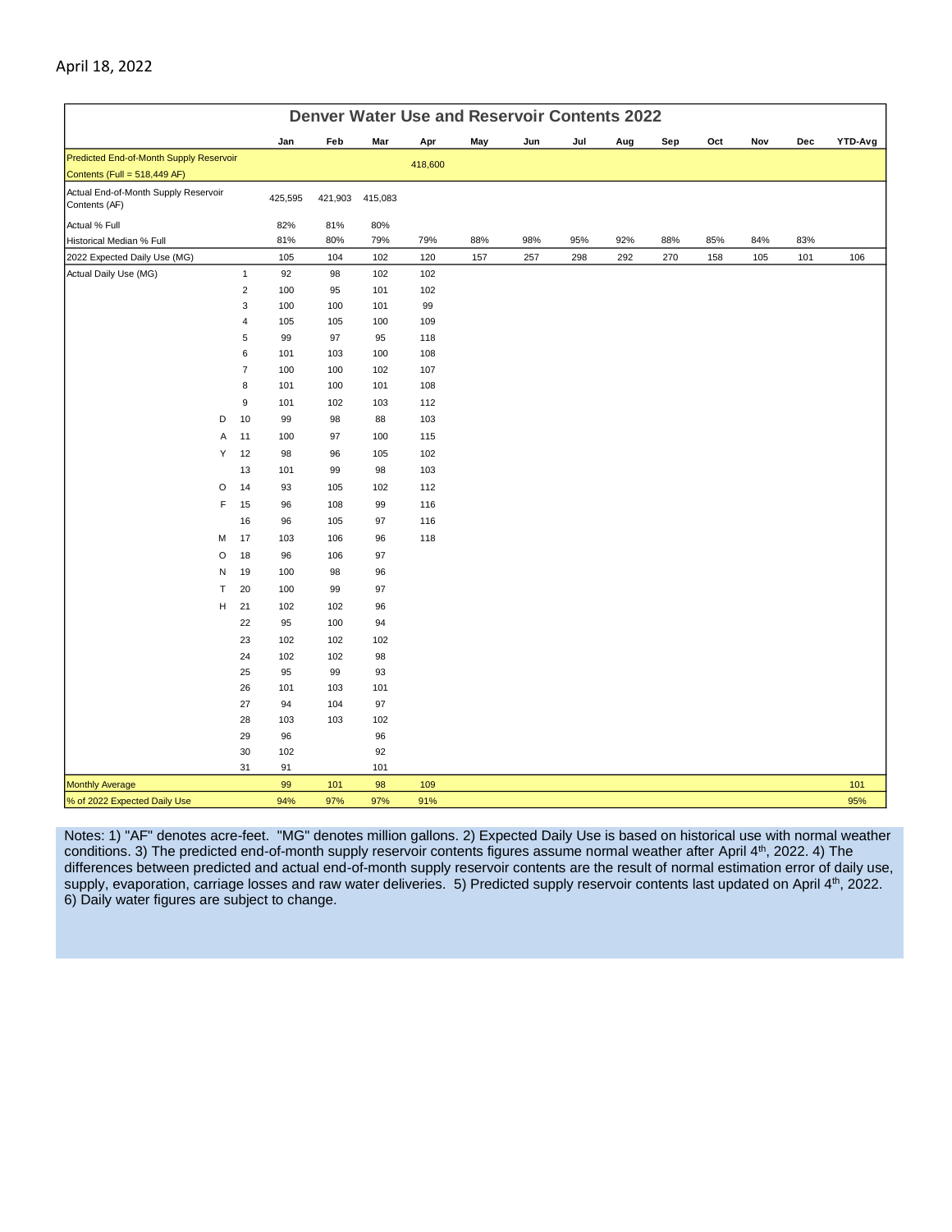April 18, 2022

## Denver Water Use and Reservoir Contents 2022

| | | Jan | Feb | Mar | Apr | May | Jun | Jul | Aug | Sep | Oct | Nov | Dec | YTD-Avg |
|---|---|---|---|---|---|---|---|---|---|---|---|---|---|---|
| Predicted End-of-Month Supply Reservoir Contents (Full = 518,449 AF) | | | | | 418,600 | | | | | | | | | |
| Actual End-of-Month Supply Reservoir Contents (AF) | | 425,595 | 421,903 | 415,083 | | | | | | | | | | |
| Actual % Full | | 82% | 81% | 80% | | | | | | | | | | |
| Historical Median % Full | | 81% | 80% | 79% | 79% | 88% | 98% | 95% | 92% | 88% | 85% | 84% | 83% | |
| 2022 Expected Daily Use (MG) | | 105 | 104 | 102 | 120 | 157 | 257 | 298 | 292 | 270 | 158 | 105 | 101 | 106 |
| Actual Daily Use (MG) | 1 | 92 | 98 | 102 | 102 | | | | | | | | | |
| | 2 | 100 | 95 | 101 | 102 | | | | | | | | | |
| | 3 | 100 | 100 | 101 | 99 | | | | | | | | | |
| | 4 | 105 | 105 | 100 | 109 | | | | | | | | | |
| | 5 | 99 | 97 | 95 | 118 | | | | | | | | | |
| | 6 | 101 | 103 | 100 | 108 | | | | | | | | | |
| | 7 | 100 | 100 | 102 | 107 | | | | | | | | | |
| | 8 | 101 | 100 | 101 | 108 | | | | | | | | | |
| | 9 | 101 | 102 | 103 | 112 | | | | | | | | | |
| D | 10 | 99 | 98 | 88 | 103 | | | | | | | | | |
| A | 11 | 100 | 97 | 100 | 115 | | | | | | | | | |
| Y | 12 | 98 | 96 | 105 | 102 | | | | | | | | | |
| | 13 | 101 | 99 | 98 | 103 | | | | | | | | | |
| O | 14 | 93 | 105 | 102 | 112 | | | | | | | | | |
| F | 15 | 96 | 108 | 99 | 116 | | | | | | | | | |
| | 16 | 96 | 105 | 97 | 116 | | | | | | | | | |
| M | 17 | 103 | 106 | 96 | 118 | | | | | | | | | |
| O | 18 | 96 | 106 | 97 | | | | | | | | | | |
| N | 19 | 100 | 98 | 96 | | | | | | | | | | |
| T | 20 | 100 | 99 | 97 | | | | | | | | | | |
| H | 21 | 102 | 102 | 96 | | | | | | | | | | |
| | 22 | 95 | 100 | 94 | | | | | | | | | | |
| | 23 | 102 | 102 | 102 | | | | | | | | | | |
| | 24 | 102 | 102 | 98 | | | | | | | | | | |
| | 25 | 95 | 99 | 93 | | | | | | | | | | |
| | 26 | 101 | 103 | 101 | | | | | | | | | | |
| | 27 | 94 | 104 | 97 | | | | | | | | | | |
| | 28 | 103 | 103 | 102 | | | | | | | | | | |
| | 29 | 96 | | 96 | | | | | | | | | | |
| | 30 | 102 | | 92 | | | | | | | | | | |
| | 31 | 91 | | 101 | | | | | | | | | | |
| Monthly Average | | 99 | 101 | 98 | 109 | | | | | | | | | 101 |
| % of 2022 Expected Daily Use | | 94% | 97% | 97% | 91% | | | | | | | | | 95% |

Notes: 1) "AF" denotes acre-feet. "MG" denotes million gallons. 2) Expected Daily Use is based on historical use with normal weather conditions. 3) The predicted end-of-month supply reservoir contents figures assume normal weather after April 4th, 2022. 4) The differences between predicted and actual end-of-month supply reservoir contents are the result of normal estimation error of daily use, supply, evaporation, carriage losses and raw water deliveries. 5) Predicted supply reservoir contents last updated on April 4th, 2022. 6) Daily water figures are subject to change.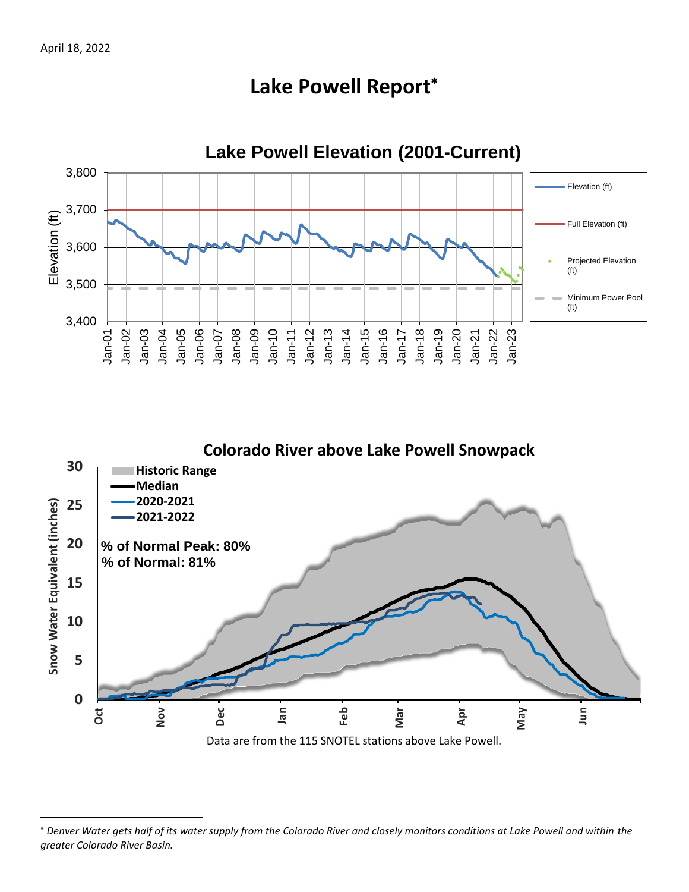April 18, 2022

# Lake Powell Report*

Lake Powell Elevation (2001-Current)

Elevation (ft)

3,800
3,700
3,600
3,500
3,400

Jan-01
Jan-02
Jan-03
Jan-04
Jan-05
Jan-06
Jan-07
Jan-08
Jan-09
Jan-10
Jan-11
Jan-12
Jan-13
Jan-14
Jan-15
Jan-16
Jan-17
Jan-18
Jan-19
Jan-20
Jan-21
Jan-22
Jan-23

Elevation (ft)
Full Elevation (ft)
Projected Elevation (ft)
Minimum Power Pool (ft)

Colorado River above Lake Powell Snowpack

Snow Water Equivalent (inches)

30
25
20
15
10
5
0

Historic Range
Median
2020-2021
2021-2022

**% of Normal Peak: 80%**
**% of Normal: 81%**

Oct
Nov
Dec
Jan
Feb
Mar
Apr
May
Jun

Data are from the 115 SNOTEL stations above Lake Powell.

---

*\* Denver Water gets half of its water supply from the Colorado River and closely monitors conditions at Lake Powell and within the greater Colorado River Basin.*